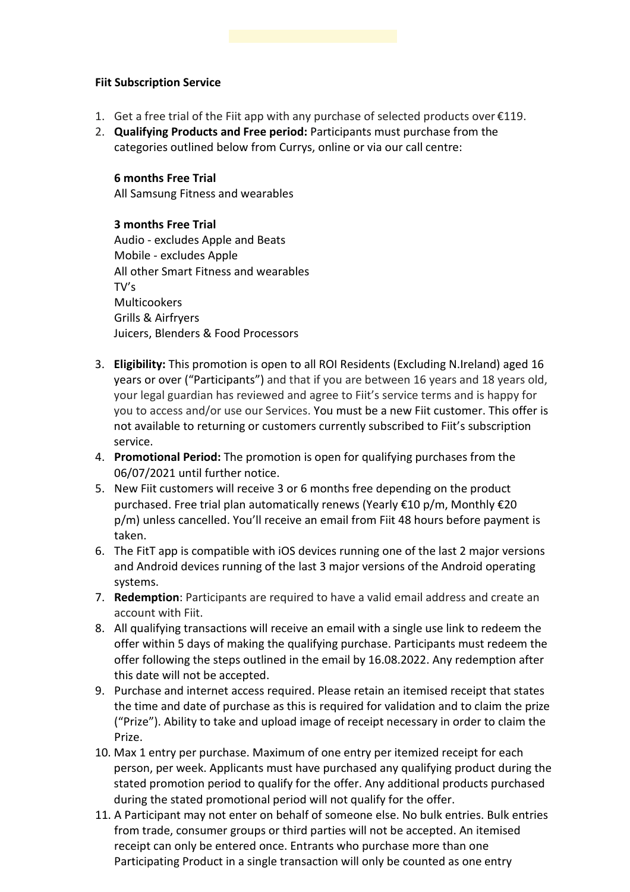**Fiit Subscription Service**

1. Get a free trial of the Fiit app with any purchase of selected products over €119.
2. **Qualifying Products and Free period:** Participants must purchase from the categories outlined below from Currys, online or via our call centre:

   **6 months Free Trial**
   All Samsung Fitness and wearables

   **3 months Free Trial**
   Audio - excludes Apple and Beats
   Mobile - excludes Apple
   All other Smart Fitness and wearables
   TV's
   Multicookers
   Grills & Airfryers
   Juicers, Blenders & Food Processors

3. **Eligibility:** This promotion is open to all ROI Residents (Excluding N.Ireland) aged 16 years or over ("Participants") and that if you are between 16 years and 18 years old, your legal guardian has reviewed and agree to Fiit's service terms and is happy for you to access and/or use our Services. You must be a new Fiit customer. This offer is not available to returning or customers currently subscribed to Fiit's subscription service.
4. **Promotional Period:** The promotion is open for qualifying purchases from the 06/07/2021 until further notice.
5. New Fiit customers will receive 3 or 6 months free depending on the product purchased. Free trial plan automatically renews (Yearly €10 p/m, Monthly €20 p/m) unless cancelled. You'll receive an email from Fiit 48 hours before payment is taken.
6. The FitT app is compatible with iOS devices running one of the last 2 major versions and Android devices running of the last 3 major versions of the Android operating systems.
7. **Redemption**: Participants are required to have a valid email address and create an account with Fiit.
8. All qualifying transactions will receive an email with a single use link to redeem the offer within 5 days of making the qualifying purchase. Participants must redeem the offer following the steps outlined in the email by 16.08.2022. Any redemption after this date will not be accepted.
9. Purchase and internet access required. Please retain an itemised receipt that states the time and date of purchase as this is required for validation and to claim the prize ("Prize"). Ability to take and upload image of receipt necessary in order to claim the Prize.
10. Max 1 entry per purchase. Maximum of one entry per itemized receipt for each person, per week. Applicants must have purchased any qualifying product during the stated promotion period to qualify for the offer. Any additional products purchased during the stated promotional period will not qualify for the offer.
11. A Participant may not enter on behalf of someone else. No bulk entries. Bulk entries from trade, consumer groups or third parties will not be accepted. An itemised receipt can only be entered once. Entrants who purchase more than one Participating Product in a single transaction will only be counted as one entry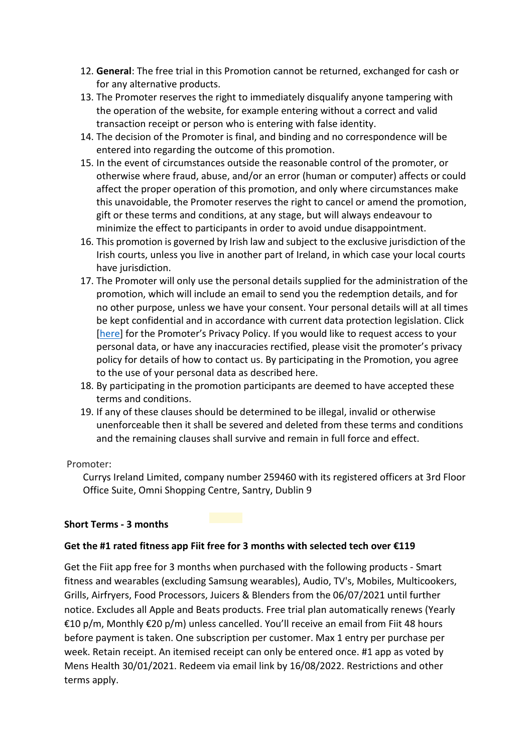12. **General**: The free trial in this Promotion cannot be returned, exchanged for cash or for any alternative products.
13. The Promoter reserves the right to immediately disqualify anyone tampering with the operation of the website, for example entering without a correct and valid transaction receipt or person who is entering with false identity.
14. The decision of the Promoter is final, and binding and no correspondence will be entered into regarding the outcome of this promotion.
15. In the event of circumstances outside the reasonable control of the promoter, or otherwise where fraud, abuse, and/or an error (human or computer) affects or could affect the proper operation of this promotion, and only where circumstances make this unavoidable, the Promoter reserves the right to cancel or amend the promotion, gift or these terms and conditions, at any stage, but will always endeavour to minimize the effect to participants in order to avoid undue disappointment.
16. This promotion is governed by Irish law and subject to the exclusive jurisdiction of the Irish courts, unless you live in another part of Ireland, in which case your local courts have jurisdiction.
17. The Promoter will only use the personal details supplied for the administration of the promotion, which will include an email to send you the redemption details, and for no other purpose, unless we have your consent. Your personal details will at all times be kept confidential and in accordance with current data protection legislation. Click [here] for the Promoter's Privacy Policy. If you would like to request access to your personal data, or have any inaccuracies rectified, please visit the promoter's privacy policy for details of how to contact us. By participating in the Promotion, you agree to the use of your personal data as described here.
18. By participating in the promotion participants are deemed to have accepted these terms and conditions.
19. If any of these clauses should be determined to be illegal, invalid or otherwise unenforceable then it shall be severed and deleted from these terms and conditions and the remaining clauses shall survive and remain in full force and effect.

Promoter:

Currys Ireland Limited, company number 259460 with its registered officers at 3rd Floor Office Suite, Omni Shopping Centre, Santry, Dublin 9

**Short Terms - 3 months**

**Get the #1 rated fitness app Fiit free for 3 months with selected tech over €119**

Get the Fiit app free for 3 months when purchased with the following products - Smart fitness and wearables (excluding Samsung wearables), Audio, TV's, Mobiles, Multicookers, Grills, Airfryers, Food Processors, Juicers & Blenders from the 06/07/2021 until further notice. Excludes all Apple and Beats products. Free trial plan automatically renews (Yearly €10 p/m, Monthly €20 p/m) unless cancelled. You'll receive an email from Fiit 48 hours before payment is taken. One subscription per customer. Max 1 entry per purchase per week. Retain receipt. An itemised receipt can only be entered once. #1 app as voted by Mens Health 30/01/2021. Redeem via email link by 16/08/2022. Restrictions and other terms apply.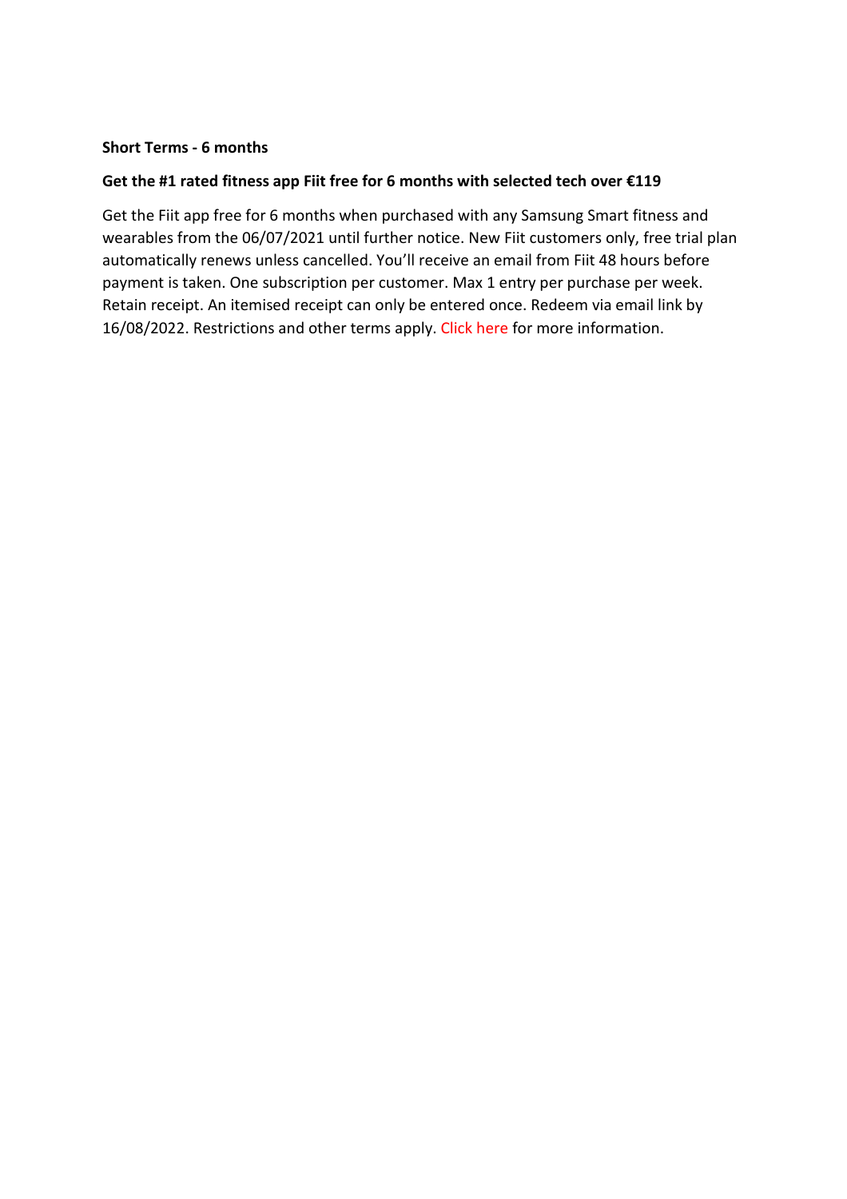**Short Terms - 6 months**

**Get the #1 rated fitness app Fiit free for 6 months with selected tech over €119**

Get the Fiit app free for 6 months when purchased with any Samsung Smart fitness and wearables from the 06/07/2021 until further notice. New Fiit customers only, free trial plan automatically renews unless cancelled. You'll receive an email from Fiit 48 hours before payment is taken. One subscription per customer. Max 1 entry per purchase per week. Retain receipt. An itemised receipt can only be entered once. Redeem via email link by 16/08/2022. Restrictions and other terms apply. Click here for more information.